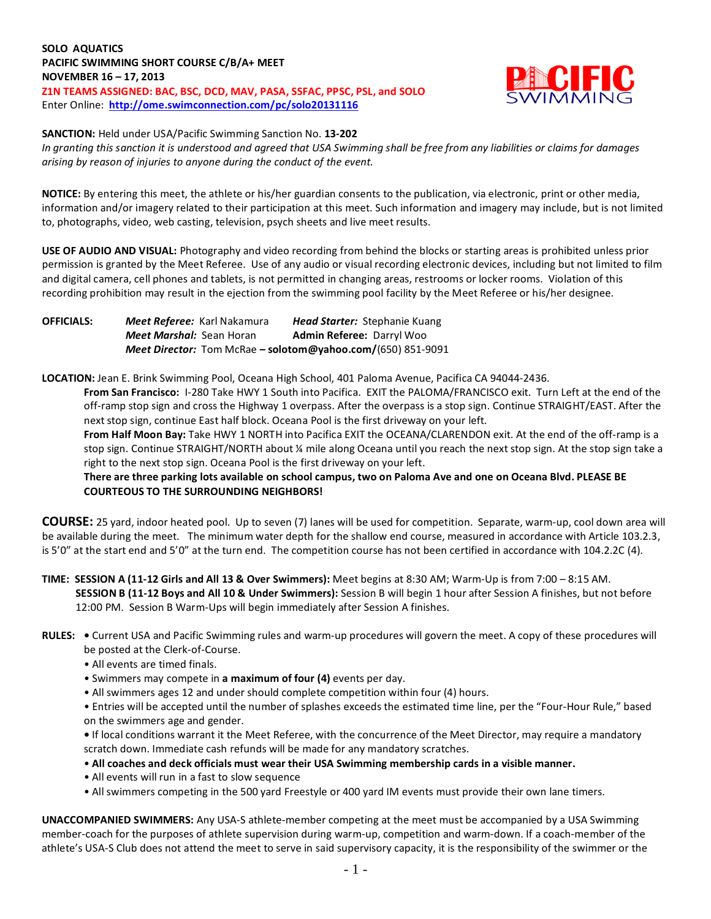**SOLO AQUATICS**
**PACIFIC SWIMMING SHORT COURSE C/B/A+ MEET**
**NOVEMBER 16 – 17, 2013**
**Z1N TEAMS ASSIGNED: BAC, BSC, DCD, MAV, PASA, SSFAC, PPSC, PSL, and SOLO**
Enter Online: **http://ome.swimconnection.com/pc/solo20131116**

**SANCTION:** Held under USA/Pacific Swimming Sanction No. **13-202**
*In granting this sanction it is understood and agreed that USA Swimming shall be free from any liabilities or claims for damages arising by reason of injuries to anyone during the conduct of the event.*

**NOTICE:** By entering this meet, the athlete or his/her guardian consents to the publication, via electronic, print or other media, information and/or imagery related to their participation at this meet. Such information and imagery may include, but is not limited to, photographs, video, web casting, television, psych sheets and live meet results.

**USE OF AUDIO AND VISUAL:** Photography and video recording from behind the blocks or starting areas is prohibited unless prior permission is granted by the Meet Referee. Use of any audio or visual recording electronic devices, including but not limited to film and digital camera, cell phones and tablets, is not permitted in changing areas, restrooms or locker rooms. Violation of this recording prohibition may result in the ejection from the swimming pool facility by the Meet Referee or his/her designee.

**OFFICIALS:** *Meet Referee:* Karl Nakamura *Head Starter:* Stephanie Kuang
*Meet Marshal:* Sean Horan **Admin Referee:** Darryl Woo
*Meet Director:* Tom McRae **– solotom@yahoo.com/**(650) 851-9091

**LOCATION:** Jean E. Brink Swimming Pool, Oceana High School, 401 Paloma Avenue, Pacifica CA 94044-2436.

**From San Francisco:** I-280 Take HWY 1 South into Pacifica. EXIT the PALOMA/FRANCISCO exit. Turn Left at the end of the off-ramp stop sign and cross the Highway 1 overpass. After the overpass is a stop sign. Continue STRAIGHT/EAST. After the next stop sign, continue East half block. Oceana Pool is the first driveway on your left.

**From Half Moon Bay:** Take HWY 1 NORTH into Pacifica EXIT the OCEANA/CLARENDON exit. At the end of the off-ramp is a stop sign. Continue STRAIGHT/NORTH about ¼ mile along Oceana until you reach the next stop sign. At the stop sign take a right to the next stop sign. Oceana Pool is the first driveway on your left.

**There are three parking lots available on school campus, two on Paloma Ave and one on Oceana Blvd. PLEASE BE COURTEOUS TO THE SURROUNDING NEIGHBORS!**

**COURSE:** 25 yard, indoor heated pool. Up to seven (7) lanes will be used for competition. Separate, warm-up, cool down area will be available during the meet. The minimum water depth for the shallow end course, measured in accordance with Article 103.2.3, is 5'0" at the start end and 5'0" at the turn end. The competition course has not been certified in accordance with 104.2.2C (4).

**TIME: SESSION A (11-12 Girls and All 13 & Over Swimmers):** Meet begins at 8:30 AM; Warm-Up is from 7:00 – 8:15 AM.
**SESSION B (11-12 Boys and All 10 & Under Swimmers):** Session B will begin 1 hour after Session A finishes, but not before 12:00 PM. Session B Warm-Ups will begin immediately after Session A finishes.

**RULES:**
- Current USA and Pacific Swimming rules and warm-up procedures will govern the meet. A copy of these procedures will be posted at the Clerk-of-Course.
- All events are timed finals.
- Swimmers may compete in **a maximum of four (4)** events per day.
- All swimmers ages 12 and under should complete competition within four (4) hours.
- Entries will be accepted until the number of splashes exceeds the estimated time line, per the "Four-Hour Rule," based on the swimmers age and gender.
- If local conditions warrant it the Meet Referee, with the concurrence of the Meet Director, may require a mandatory scratch down. Immediate cash refunds will be made for any mandatory scratches.
- **All coaches and deck officials must wear their USA Swimming membership cards in a visible manner.**
- All events will run in a fast to slow sequence
- All swimmers competing in the 500 yard Freestyle or 400 yard IM events must provide their own lane timers.

**UNACCOMPANIED SWIMMERS:** Any USA-S athlete-member competing at the meet must be accompanied by a USA Swimming member-coach for the purposes of athlete supervision during warm-up, competition and warm-down. If a coach-member of the athlete's USA-S Club does not attend the meet to serve in said supervisory capacity, it is the responsibility of the swimmer or the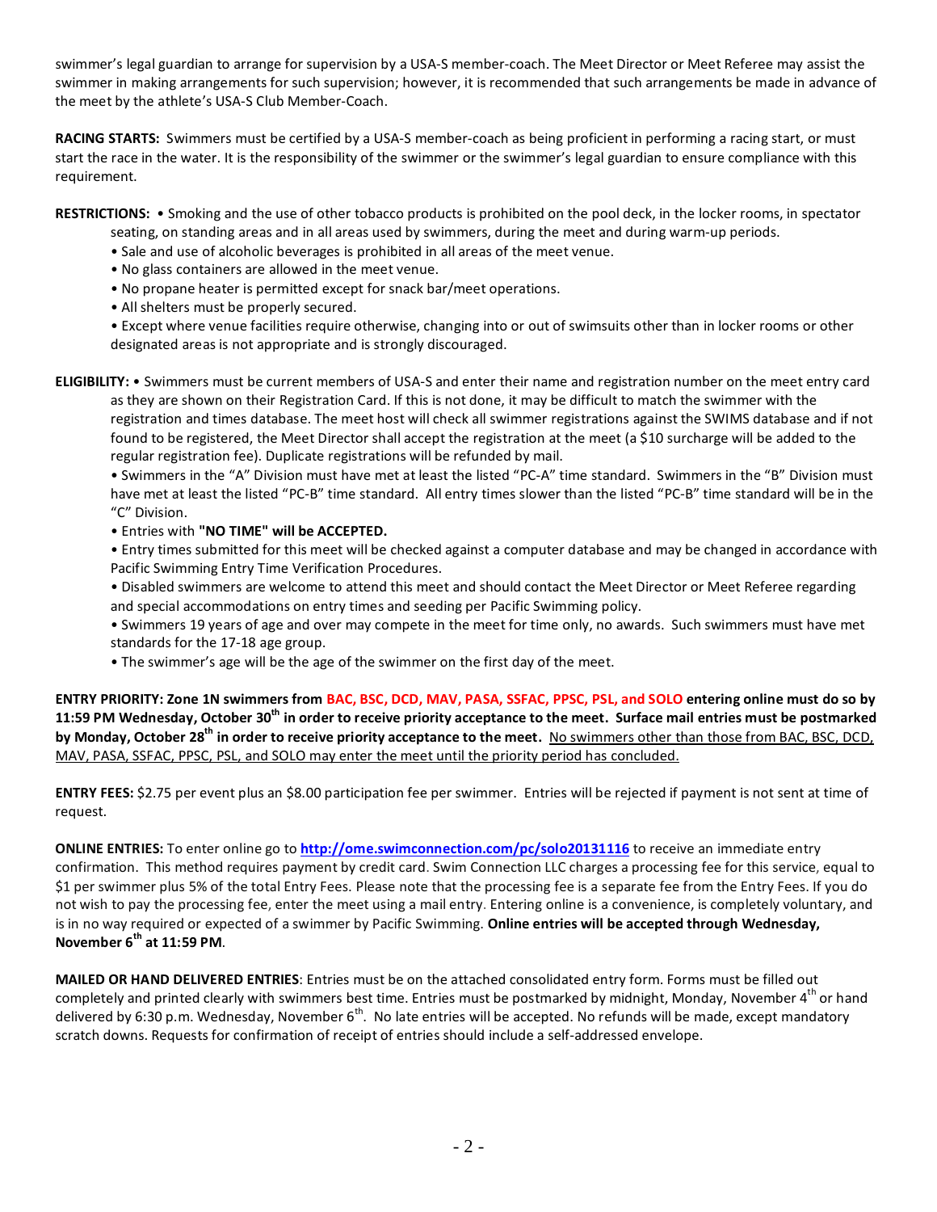swimmer's legal guardian to arrange for supervision by a USA-S member-coach. The Meet Director or Meet Referee may assist the swimmer in making arrangements for such supervision; however, it is recommended that such arrangements be made in advance of the meet by the athlete's USA-S Club Member-Coach.

**RACING STARTS:** Swimmers must be certified by a USA-S member-coach as being proficient in performing a racing start, or must start the race in the water. It is the responsibility of the swimmer or the swimmer's legal guardian to ensure compliance with this requirement.

**RESTRICTIONS:** • Smoking and the use of other tobacco products is prohibited on the pool deck, in the locker rooms, in spectator seating, on standing areas and in all areas used by swimmers, during the meet and during warm-up periods.
- Sale and use of alcoholic beverages is prohibited in all areas of the meet venue.
- No glass containers are allowed in the meet venue.
- No propane heater is permitted except for snack bar/meet operations.
- All shelters must be properly secured.
- Except where venue facilities require otherwise, changing into or out of swimsuits other than in locker rooms or other designated areas is not appropriate and is strongly discouraged.

**ELIGIBILITY:** • Swimmers must be current members of USA-S and enter their name and registration number on the meet entry card as they are shown on their Registration Card. If this is not done, it may be difficult to match the swimmer with the registration and times database. The meet host will check all swimmer registrations against the SWIMS database and if not found to be registered, the Meet Director shall accept the registration at the meet (a $10 surcharge will be added to the regular registration fee). Duplicate registrations will be refunded by mail.
- Swimmers in the "A" Division must have met at least the listed "PC-A" time standard. Swimmers in the "B" Division must have met at least the listed "PC-B" time standard. All entry times slower than the listed "PC-B" time standard will be in the "C" Division.
- Entries with **"NO TIME" will be ACCEPTED.**
- Entry times submitted for this meet will be checked against a computer database and may be changed in accordance with Pacific Swimming Entry Time Verification Procedures.
- Disabled swimmers are welcome to attend this meet and should contact the Meet Director or Meet Referee regarding and special accommodations on entry times and seeding per Pacific Swimming policy.
- Swimmers 19 years of age and over may compete in the meet for time only, no awards. Such swimmers must have met standards for the 17-18 age group.
- The swimmer's age will be the age of the swimmer on the first day of the meet.

**ENTRY PRIORITY: Zone 1N swimmers from BAC, BSC, DCD, MAV, PASA, SSFAC, PPSC, PSL, and SOLO entering online must do so by 11:59 PM Wednesday, October 30th in order to receive priority acceptance to the meet. Surface mail entries must be postmarked by Monday, October 28th in order to receive priority acceptance to the meet.** No swimmers other than those from BAC, BSC, DCD, MAV, PASA, SSFAC, PPSC, PSL, and SOLO may enter the meet until the priority period has concluded.

**ENTRY FEES:** $2.75 per event plus an $8.00 participation fee per swimmer. Entries will be rejected if payment is not sent at time of request.

**ONLINE ENTRIES:** To enter online go to **http://ome.swimconnection.com/pc/solo20131116** to receive an immediate entry confirmation. This method requires payment by credit card. Swim Connection LLC charges a processing fee for this service, equal to $1 per swimmer plus 5% of the total Entry Fees. Please note that the processing fee is a separate fee from the Entry Fees. If you do not wish to pay the processing fee, enter the meet using a mail entry. Entering online is a convenience, is completely voluntary, and is in no way required or expected of a swimmer by Pacific Swimming. **Online entries will be accepted through Wednesday, November 6th at 11:59 PM.**

**MAILED OR HAND DELIVERED ENTRIES**: Entries must be on the attached consolidated entry form. Forms must be filled out completely and printed clearly with swimmers best time. Entries must be postmarked by midnight, Monday, November 4th or hand delivered by 6:30 p.m. Wednesday, November 6th. No late entries will be accepted. No refunds will be made, except mandatory scratch downs. Requests for confirmation of receipt of entries should include a self-addressed envelope.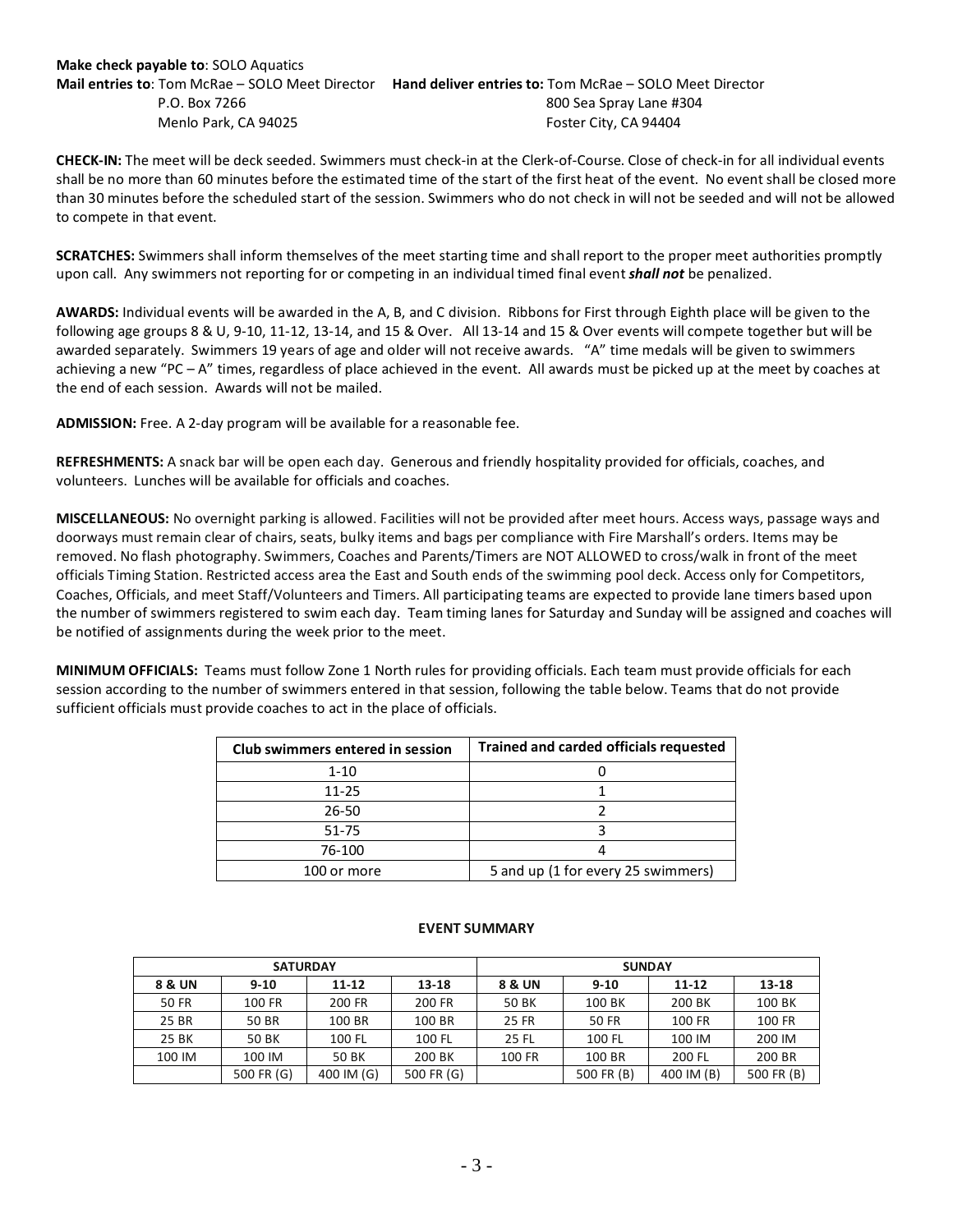**Make check payable to**: SOLO Aquatics

**Mail entries to**: Tom McRae – SOLO Meet Director
P.O. Box 7266
Menlo Park, CA 94025

**Hand deliver entries to:** Tom McRae – SOLO Meet Director
800 Sea Spray Lane #304
Foster City, CA 94404

**CHECK-IN:** The meet will be deck seeded. Swimmers must check-in at the Clerk-of-Course. Close of check-in for all individual events shall be no more than 60 minutes before the estimated time of the start of the first heat of the event. No event shall be closed more than 30 minutes before the scheduled start of the session. Swimmers who do not check in will not be seeded and will not be allowed to compete in that event.

**SCRATCHES:** Swimmers shall inform themselves of the meet starting time and shall report to the proper meet authorities promptly upon call. Any swimmers not reporting for or competing in an individual timed final event ***shall not*** be penalized.

**AWARDS:** Individual events will be awarded in the A, B, and C division. Ribbons for First through Eighth place will be given to the following age groups 8 & U, 9-10, 11-12, 13-14, and 15 & Over. All 13-14 and 15 & Over events will compete together but will be awarded separately. Swimmers 19 years of age and older will not receive awards. "A" time medals will be given to swimmers achieving a new "PC – A" times, regardless of place achieved in the event. All awards must be picked up at the meet by coaches at the end of each session. Awards will not be mailed.

**ADMISSION:** Free. A 2-day program will be available for a reasonable fee.

**REFRESHMENTS:** A snack bar will be open each day. Generous and friendly hospitality provided for officials, coaches, and volunteers. Lunches will be available for officials and coaches.

**MISCELLANEOUS:** No overnight parking is allowed. Facilities will not be provided after meet hours. Access ways, passage ways and doorways must remain clear of chairs, seats, bulky items and bags per compliance with Fire Marshall's orders. Items may be removed. No flash photography. Swimmers, Coaches and Parents/Timers are NOT ALLOWED to cross/walk in front of the meet officials Timing Station. Restricted access area the East and South ends of the swimming pool deck. Access only for Competitors, Coaches, Officials, and meet Staff/Volunteers and Timers. All participating teams are expected to provide lane timers based upon the number of swimmers registered to swim each day. Team timing lanes for Saturday and Sunday will be assigned and coaches will be notified of assignments during the week prior to the meet.

**MINIMUM OFFICIALS:** Teams must follow Zone 1 North rules for providing officials. Each team must provide officials for each session according to the number of swimmers entered in that session, following the table below. Teams that do not provide sufficient officials must provide coaches to act in the place of officials.

| Club swimmers entered in session | Trained and carded officials requested |
|---|---|
| 1-10 | 0 |
| 11-25 | 1 |
| 26-50 | 2 |
| 51-75 | 3 |
| 76-100 | 4 |
| 100 or more | 5 and up (1 for every 25 swimmers) |

**EVENT SUMMARY**

| SATURDAY | | | | SUNDAY | | | |
|---|---|---|---|---|---|---|---|
| 8 & UN | 9-10 | 11-12 | 13-18 | 8 & UN | 9-10 | 11-12 | 13-18 |
| 50 FR | 100 FR | 200 FR | 200 FR | 50 BK | 100 BK | 200 BK | 100 BK |
| 25 BR | 50 BR | 100 BR | 100 BR | 25 FR | 50 FR | 100 FR | 100 FR |
| 25 BK | 50 BK | 100 FL | 100 FL | 25 FL | 100 FL | 100 IM | 200 IM |
| 100 IM | 100 IM | 50 BK | 200 BK | 100 FR | 100 BR | 200 FL | 200 BR |
| | 500 FR (G) | 400 IM (G) | 500 FR (G) | | 500 FR (B) | 400 IM (B) | 500 FR (B) |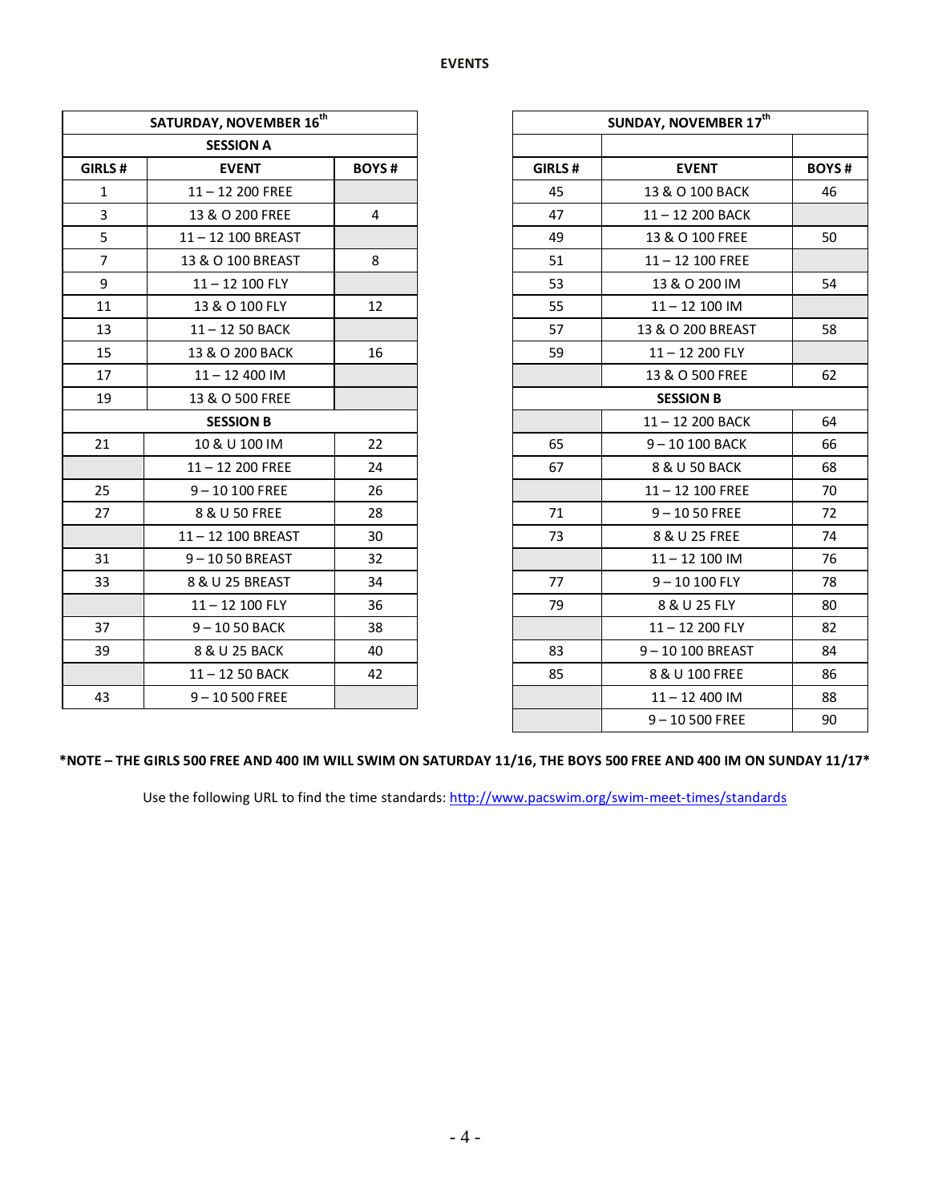**EVENTS**

| SATURDAY, NOVEMBER 16th | | |
|---|---|---|
| SESSION A | | |
| GIRLS # | EVENT | BOYS # |
| 1 | 11 – 12 200 FREE | |
| 3 | 13 & O 200 FREE | 4 |
| 5 | 11 – 12 100 BREAST | |
| 7 | 13 & O 100 BREAST | 8 |
| 9 | 11 – 12 100 FLY | |
| 11 | 13 & O 100 FLY | 12 |
| 13 | 11 – 12 50 BACK | |
| 15 | 13 & O 200 BACK | 16 |
| 17 | 11 – 12 400 IM | |
| 19 | 13 & O 500 FREE | |
| SESSION B | | |
| 21 | 10 & U 100 IM | 22 |
| | 11 – 12 200 FREE | 24 |
| 25 | 9 – 10 100 FREE | 26 |
| 27 | 8 & U 50 FREE | 28 |
| | 11 – 12 100 BREAST | 30 |
| 31 | 9 – 10 50 BREAST | 32 |
| 33 | 8 & U 25 BREAST | 34 |
| | 11 – 12 100 FLY | 36 |
| 37 | 9 – 10 50 BACK | 38 |
| 39 | 8 & U 25 BACK | 40 |
| | 11 – 12 50 BACK | 42 |
| 43 | 9 – 10 500 FREE | |

| SUNDAY, NOVEMBER 17th | | |
|---|---|---|
| | | |
| GIRLS # | EVENT | BOYS # |
| 45 | 13 & O 100 BACK | 46 |
| 47 | 11 – 12 200 BACK | |
| 49 | 13 & O 100 FREE | 50 |
| 51 | 11 – 12 100 FREE | |
| 53 | 13 & O 200 IM | 54 |
| 55 | 11 – 12 100 IM | |
| 57 | 13 & O 200 BREAST | 58 |
| 59 | 11 – 12 200 FLY | |
| | 13 & O 500 FREE | 62 |
| SESSION B | | |
| | 11 – 12 200 BACK | 64 |
| 65 | 9 – 10 100 BACK | 66 |
| 67 | 8 & U 50 BACK | 68 |
| | 11 – 12 100 FREE | 70 |
| 71 | 9 – 10 50 FREE | 72 |
| 73 | 8 & U 25 FREE | 74 |
| | 11 – 12 100 IM | 76 |
| 77 | 9 – 10 100 FLY | 78 |
| 79 | 8 & U 25 FLY | 80 |
| | 11 – 12 200 FLY | 82 |
| 83 | 9 – 10 100 BREAST | 84 |
| 85 | 8 & U 100 FREE | 86 |
| | 11 – 12 400 IM | 88 |
| | 9 – 10 500 FREE | 90 |

**\*NOTE – THE GIRLS 500 FREE AND 400 IM WILL SWIM ON SATURDAY 11/16, THE BOYS 500 FREE AND 400 IM ON SUNDAY 11/17\***

Use the following URL to find the time standards: http://www.pacswim.org/swim-meet-times/standards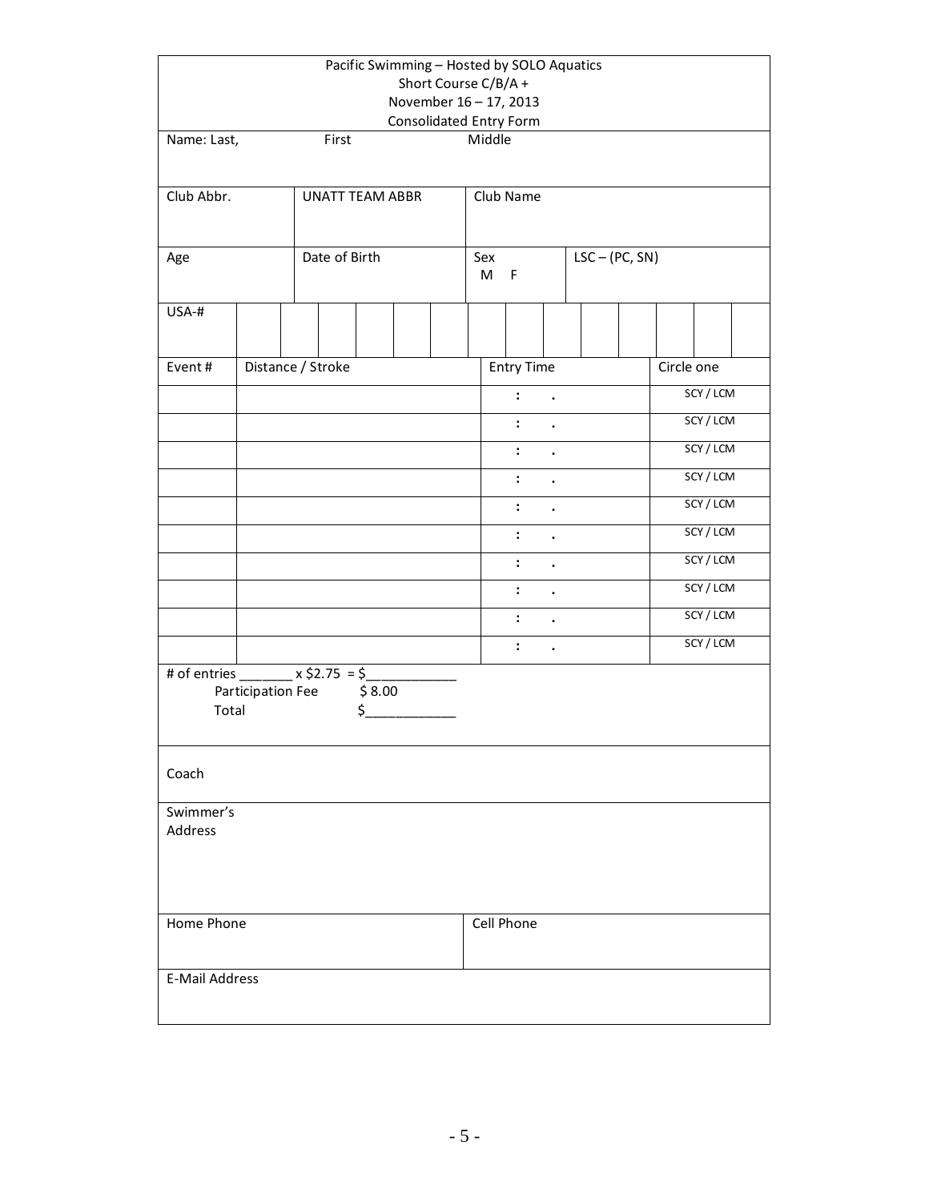Pacific Swimming – Hosted by SOLO Aquatics
Short Course C/B/A +
November 16 – 17, 2013
Consolidated Entry Form

| | | | | |
|---|---|---|---|---|
| Name: Last, | First | | Middle | |
| Club Abbr. | UNATT TEAM ABBR | | Club Name | |
| Age | Date of Birth | | Sex M F | LSC – (PC, SN) |
| USA-# | | | | |

| Event # | Distance / Stroke | Entry Time | Circle one |
|---|---|---|---|
| | | : . | SCY / LCM |
| | | : . | SCY / LCM |
| | | : . | SCY / LCM |
| | | : . | SCY / LCM |
| | | : . | SCY / LCM |
| | | : . | SCY / LCM |
| | | : . | SCY / LCM |
| | | : . | SCY / LCM |
| | | : . | SCY / LCM |
| | | : . | SCY / LCM |

# of entries _______ x $2.75 = $____________
Participation Fee $ 8.00
Total $____________

| | |
|---|---|
| Coach | |
| Swimmer's Address | |
| Home Phone | Cell Phone |
| E-Mail Address | |